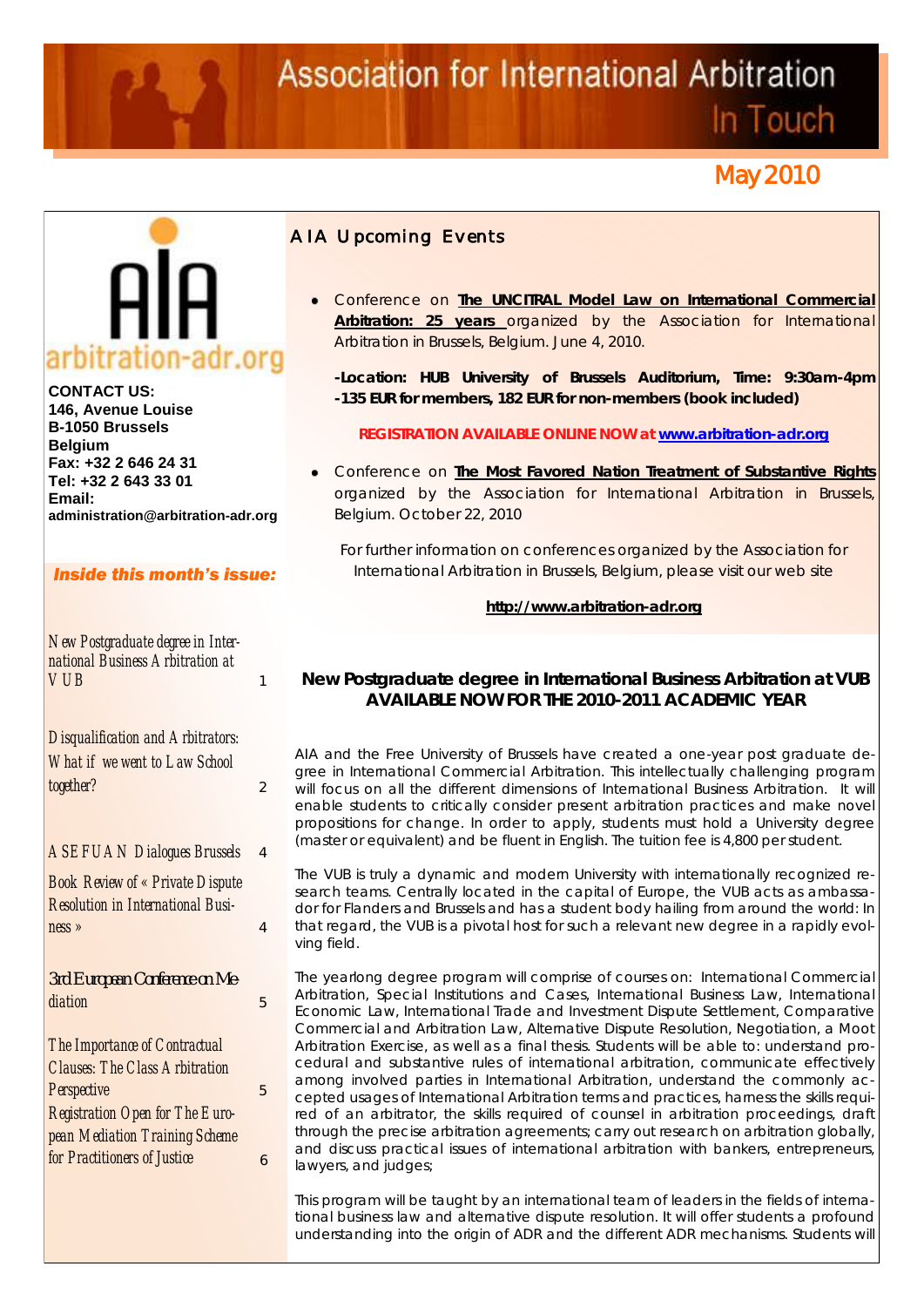# Association for International Arbitration In Touch

**May 2010**

aia arbitration-adr.org

**CONTACT US:**
**146, Avenue Louise**
**B-1050 Brussels**
**Belgium**
**Fax: +32 2 646 24 31**
**Tel: +32 2 643 33 01**
**Email:**
**administration@arbitration-adr.org**

***Inside this month's issue:***

| | |
|---|---|
| *New Postgraduate degree in International Business Arbitration at VUB* | 1 |
| *Disqualification and Arbitrators: What if we went to Law School together?* | 2 |
| *ASEFUAN Dialogues Brussels* | 4 |
| *Book Review of « Private Dispute Resolution in International Business »* | 4 |
| *3rd European Conference on Mediation* | 5 |
| *The Importance of Contractual Clauses: The Class Arbitration Perspective* | 5 |
| *Registration Open for The European Mediation Training Scheme for Practitioners of Justice* | 6 |

## AIA Upcoming Events

- Conference on **The UNCITRAL Model Law on International Commercial Arbitration: 25 years** organized by the Association for International Arbitration in Brussels, Belgium. June 4, 2010.

  **-Location: HUB University of Brussels Auditorium, Time: 9:30am-4pm**
  **-135 EUR for members, 182 EUR for non-members (book included)**

  **REGISTRATION AVAILABLE ONLINE NOW at www.arbitration-adr.org**

- Conference on **The Most Favored Nation Treatment of Substantive Rights** organized by the Association for International Arbitration in Brussels, Belgium. October 22, 2010

For further information on conferences organized by the Association for International Arbitration in Brussels, Belgium, please visit our web site

**http://www.arbitration-adr.org**

## New Postgraduate degree in International Business Arbitration at VUB AVAILABLE NOW FOR THE 2010-2011 ACADEMIC YEAR

AIA and the Free University of Brussels have created a one-year post graduate degree in International Commercial Arbitration. This intellectually challenging program will focus on all the different dimensions of International Business Arbitration. It will enable students to critically consider present arbitration practices and make novel propositions for change. In order to apply, students must hold a University degree (master or equivalent) and be fluent in English. The tuition fee is 4,800 per student.

The VUB is truly a dynamic and modern University with internationally recognized research teams. Centrally located in the capital of Europe, the VUB acts as ambassador for Flanders and Brussels and has a student body hailing from around the world: In that regard, the VUB is a pivotal host for such a relevant new degree in a rapidly evolving field.

The yearlong degree program will comprise of courses on: International Commercial Arbitration, Special Institutions and Cases, International Business Law, International Economic Law, International Trade and Investment Dispute Settlement, Comparative Commercial and Arbitration Law, Alternative Dispute Resolution, Negotiation, a Moot Arbitration Exercise, as well as a final thesis. Students will be able to: understand procedural and substantive rules of international arbitration, communicate effectively among involved parties in International Arbitration, understand the commonly accepted usages of International Arbitration terms and practices, harness the skills required of an arbitrator, the skills required of counsel in arbitration proceedings, draft through the precise arbitration agreements; carry out research on arbitration globally, and discuss practical issues of international arbitration with bankers, entrepreneurs, lawyers, and judges;

This program will be taught by an international team of leaders in the fields of international business law and alternative dispute resolution. It will offer students a profound understanding into the origin of ADR and the different ADR mechanisms. Students will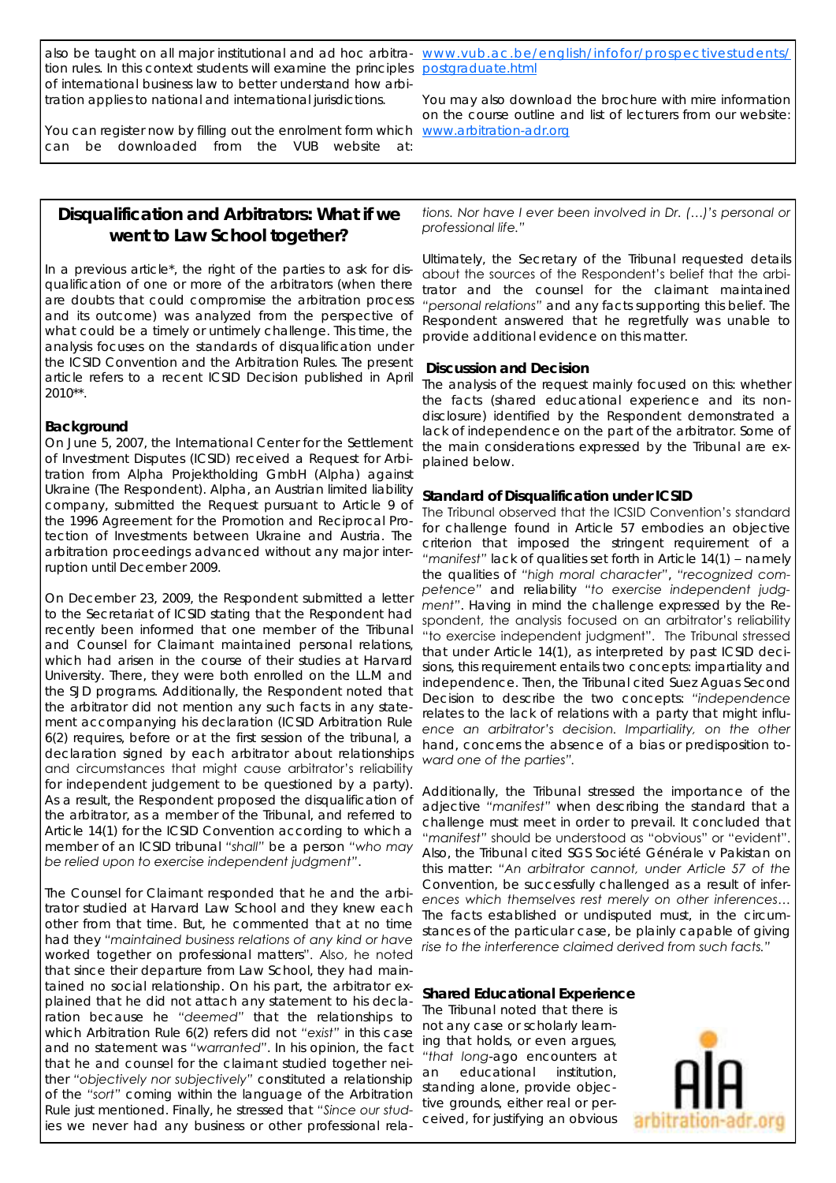also be taught on all major institutional and ad hoc arbitration rules. In this context students will examine the principles of international business law to better understand how arbitration applies to national and international jurisdictions.

You can register now by filling out the enrolment form which can be downloaded from the VUB website at: www.vub.ac.be/english/infofor/prospectivestudents/postgraduate.html

You may also download the brochure with mire information on the course outline and list of lecturers from our website: www.arbitration-adr.org

## Disqualification and Arbitrators: What if we went to Law School together?

In a previous article*, the right of the parties to ask for disqualification of one or more of the arbitrators (when there are doubts that could compromise the arbitration process and its outcome) was analyzed from the perspective of what could be a timely or untimely challenge. This time, the analysis focuses on the standards of disqualification under the ICSID Convention and the Arbitration Rules. The present article refers to a recent ICSID Decision published in April 2010**.

### Background

On June 5, 2007, the International Center for the Settlement of Investment Disputes (ICSID) received a Request for Arbitration from Alpha Projektholding GmbH (Alpha) against Ukraine (The Respondent). Alpha, an Austrian limited liability company, submitted the Request pursuant to Article 9 of the 1996 Agreement for the Promotion and Reciprocal Protection of Investments between Ukraine and Austria. The arbitration proceedings advanced without any major interruption until December 2009.

On December 23, 2009, the Respondent submitted a letter to the Secretariat of ICSID stating that the Respondent had recently been informed that one member of the Tribunal and Counsel for Claimant maintained personal relations, which had arisen in the course of their studies at Harvard University. There, they were both enrolled on the LL.M and the SJD programs. Additionally, the Respondent noted that the arbitrator did not mention any such facts in any statement accompanying his declaration (ICSID Arbitration Rule 6(2) requires, before or at the first session of the tribunal, a declaration signed by each arbitrator about relationships and circumstances that might cause arbitrator's reliability for independent judgement to be questioned by a party). As a result, the Respondent proposed the disqualification of the arbitrator, as a member of the Tribunal, and referred to Article 14(1) for the ICSID Convention according to which a member of an ICSID tribunal "*shall*" be a person "*who may be relied upon to exercise independent judgment*".

The Counsel for Claimant responded that he and the arbitrator studied at Harvard Law School and they knew each other from that time. But, he commented that at no time had they "*maintained business relations of any kind or have worked together on professional matters*". Also, he noted that since their departure from Law School, they had maintained no social relationship. On his part, the arbitrator explained that he did not attach any statement to his declaration because he "*deemed*" that the relationships to which Arbitration Rule 6(2) refers did not "*exist*" in this case and no statement was "*warranted*". In his opinion, the fact that he and counsel for the claimant studied together neither "*objectively nor subjectively*" constituted a relationship of the "*sort*" coming within the language of the Arbitration Rule just mentioned. Finally, he stressed that "*Since our studies we never had any business or other professional relations. Nor have I ever been involved in Dr. (…)'s personal or professional life.*"

Ultimately, the Secretary of the Tribunal requested details about the sources of the Respondent's belief that the arbitrator and the counsel for the claimant maintained "*personal relations*" and any facts supporting this belief. The Respondent answered that he regretfully was unable to provide additional evidence on this matter.

### Discussion and Decision

The analysis of the request mainly focused on this: whether the facts (shared educational experience and its non-disclosure) identified by the Respondent demonstrated a lack of independence on the part of the arbitrator. Some of the main considerations expressed by the Tribunal are explained below.

### Standard of Disqualification under ICSID

The Tribunal observed that the ICSID Convention's standard for challenge found in Article 57 embodies an objective criterion that imposed the stringent requirement of a "*manifest*" lack of qualities set forth in Article 14(1) – namely the qualities of "*high moral character*", "*recognized competence*" and reliability "*to exercise independent judgment*". Having in mind the challenge expressed by the Respondent, the analysis focused on an arbitrator's reliability "to exercise independent judgment". The Tribunal stressed that under Article 14(1), as interpreted by past ICSID decisions, this requirement entails two concepts: impartiality and independence. Then, the Tribunal cited Suez Aguas Second Decision to describe the two concepts: "*independence relates to the lack of relations with a party that might influence an arbitrator's decision. Impartiality, on the other hand, concerns the absence of a bias or predisposition toward one of the parties*".

Additionally, the Tribunal stressed the importance of the adjective "*manifest*" when describing the standard that a challenge must meet in order to prevail. It concluded that "*manifest*" should be understood as "obvious" or "evident". Also, the Tribunal cited SGS Société Générale v Pakistan on this matter: "*An arbitrator cannot, under Article 57 of the Convention, be successfully challenged as a result of inferences which themselves rest merely on other inferences… The facts established or undisputed must, in the circumstances of the particular case, be plainly capable of giving rise to the interference claimed derived from such facts.*"

### Shared Educational Experience

The Tribunal noted that there is not any case or scholarly learning that holds, or even argues, "*that long-ago encounters at an educational institution, standing alone, provide objective grounds, either real or perceived, for justifying an obvious*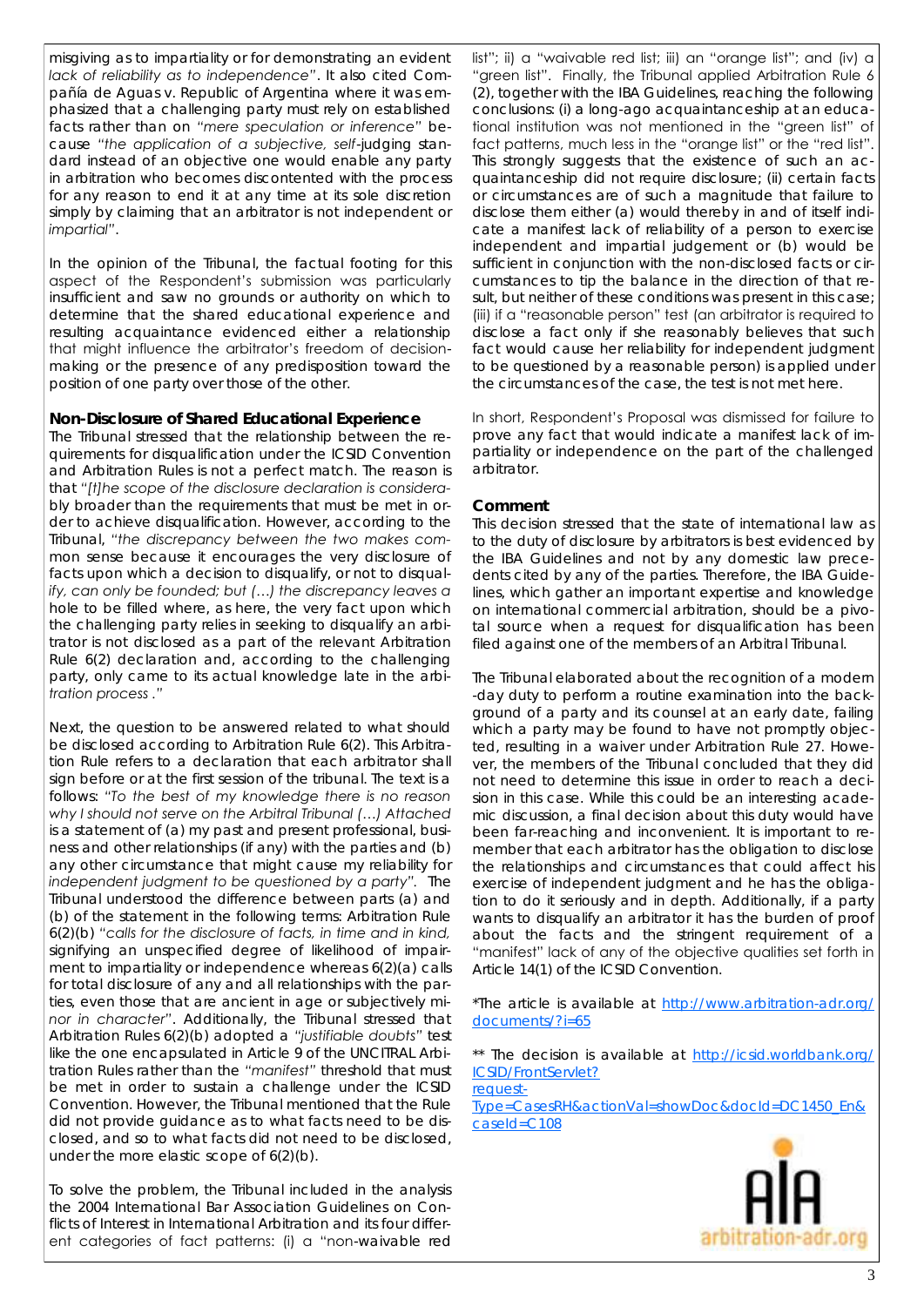misgiving as to impartiality or for demonstrating an evident *lack of reliability as to independence"*. It also cited Compañía de Aguas v. Republic of Argentina where it was emphasized that a challenging party must rely on established facts rather than on *"mere speculation or inference"* because *"the application of a subjective, self-judging standard instead of an objective one would enable any party in arbitration who becomes discontented with the process for any reason to end it at any time at its sole discretion simply by claiming that an arbitrator is not independent or impartial"*.

In the opinion of the Tribunal, the factual footing for this aspect of the Respondent's submission was particularly insufficient and saw no grounds or authority on which to determine that the shared educational experience and resulting acquaintance evidenced either a relationship that might influence the arbitrator's freedom of decision-making or the presence of any predisposition toward the position of one party over those of the other.

**Non-Disclosure of Shared Educational Experience**

The Tribunal stressed that the relationship between the requirements for disqualification under the ICSID Convention and Arbitration Rules is not a perfect match. The reason is that *"[t]he scope of the disclosure declaration is considerably broader than the requirements that must be met in order to achieve disqualification. However, according to the Tribunal, "the discrepancy between the two makes common sense because it encourages the very disclosure of facts upon which a decision to disqualify, or not to disqualify, can only be founded; but (…) the discrepancy leaves a hole to be filled where, as here, the very fact upon which the challenging party relies in seeking to disqualify an arbitrator is not disclosed as a part of the relevant Arbitration Rule 6(2) declaration and, according to the challenging party, only came to its actual knowledge late in the arbitration process ."*

Next, the question to be answered related to what should be disclosed according to Arbitration Rule 6(2). This Arbitration Rule refers to a declaration that each arbitrator shall sign before or at the first session of the tribunal. The text is a follows: *"To the best of my knowledge there is no reason why I should not serve on the Arbitral Tribunal (…) Attached is a statement of (a) my past and present professional, business and other relationships (if any) with the parties and (b) any other circumstance that might cause my reliability for independent judgment to be questioned by a party".* The Tribunal understood the difference between parts (a) and (b) of the statement in the following terms: Arbitration Rule 6(2)(b) *"calls for the disclosure of facts, in time and in kind, signifying an unspecified degree of likelihood of impairment to impartiality or independence whereas 6(2)(a) calls for total disclosure of any and all relationships with the parties, even those that are ancient in age or subjectively minor in character"*. Additionally, the Tribunal stressed that Arbitration Rules 6(2)(b) adopted a *"justifiable doubts"* test like the one encapsulated in Article 9 of the UNCITRAL Arbitration Rules rather than the *"manifest"* threshold that must be met in order to sustain a challenge under the ICSID Convention. However, the Tribunal mentioned that the Rule did not provide guidance as to what facts need to be disclosed, and so to what facts did not need to be disclosed, under the more elastic scope of 6(2)(b).

To solve the problem, the Tribunal included in the analysis the 2004 International Bar Association Guidelines on Conflicts of Interest in International Arbitration and its four different categories of fact patterns: (i) a "non-waivable red list"; ii) a "waivable red list; iii) an "orange list"; and (iv) a "green list". Finally, the Tribunal applied Arbitration Rule 6 (2), together with the IBA Guidelines, reaching the following conclusions: (i) a long-ago acquaintanceship at an educational institution was not mentioned in the "green list" of fact patterns, much less in the "orange list" or the "red list". This strongly suggests that the existence of such an acquaintanceship did not require disclosure; (ii) certain facts or circumstances are of such a magnitude that failure to disclose them either (a) would thereby in and of itself indicate a manifest lack of reliability of a person to exercise independent and impartial judgement or (b) would be sufficient in conjunction with the non-disclosed facts or circumstances to tip the balance in the direction of that result, but neither of these conditions was present in this case; (iii) if a "reasonable person" test (an arbitrator is required to disclose a fact only if she reasonably believes that such fact would cause her reliability for independent judgment to be questioned by a reasonable person) is applied under the circumstances of the case, the test is not met here.

In short, Respondent's Proposal was dismissed for failure to prove any fact that would indicate a manifest lack of impartiality or independence on the part of the challenged arbitrator.

**Comment**

This decision stressed that the state of international law as to the duty of disclosure by arbitrators is best evidenced by the IBA Guidelines and not by any domestic law precedents cited by any of the parties. Therefore, the IBA Guidelines, which gather an important expertise and knowledge on international commercial arbitration, should be a pivotal source when a request for disqualification has been filed against one of the members of an Arbitral Tribunal.

The Tribunal elaborated about the recognition of a modern-day duty to perform a routine examination into the background of a party and its counsel at an early date, failing which a party may be found to have not promptly objected, resulting in a waiver under Arbitration Rule 27. However, the members of the Tribunal concluded that they did not need to determine this issue in order to reach a decision in this case. While this could be an interesting academic discussion, a final decision about this duty would have been far-reaching and inconvenient. It is important to remember that each arbitrator has the obligation to disclose the relationships and circumstances that could affect his exercise of independent judgment and he has the obligation to do it seriously and in depth. Additionally, if a party wants to disqualify an arbitrator it has the burden of proof about the facts and the stringent requirement of a "manifest" lack of any of the objective qualities set forth in Article 14(1) of the ICSID Convention.

*The article is available at http://www.arbitration-adr.org/documents/?i=65

** The decision is available at http://icsid.worldbank.org/ICSID/FrontServlet?requestType=CasesRH&actionVal=showDoc&docId=DC1450_En&caseId=C108

AIA arbitration-adr.org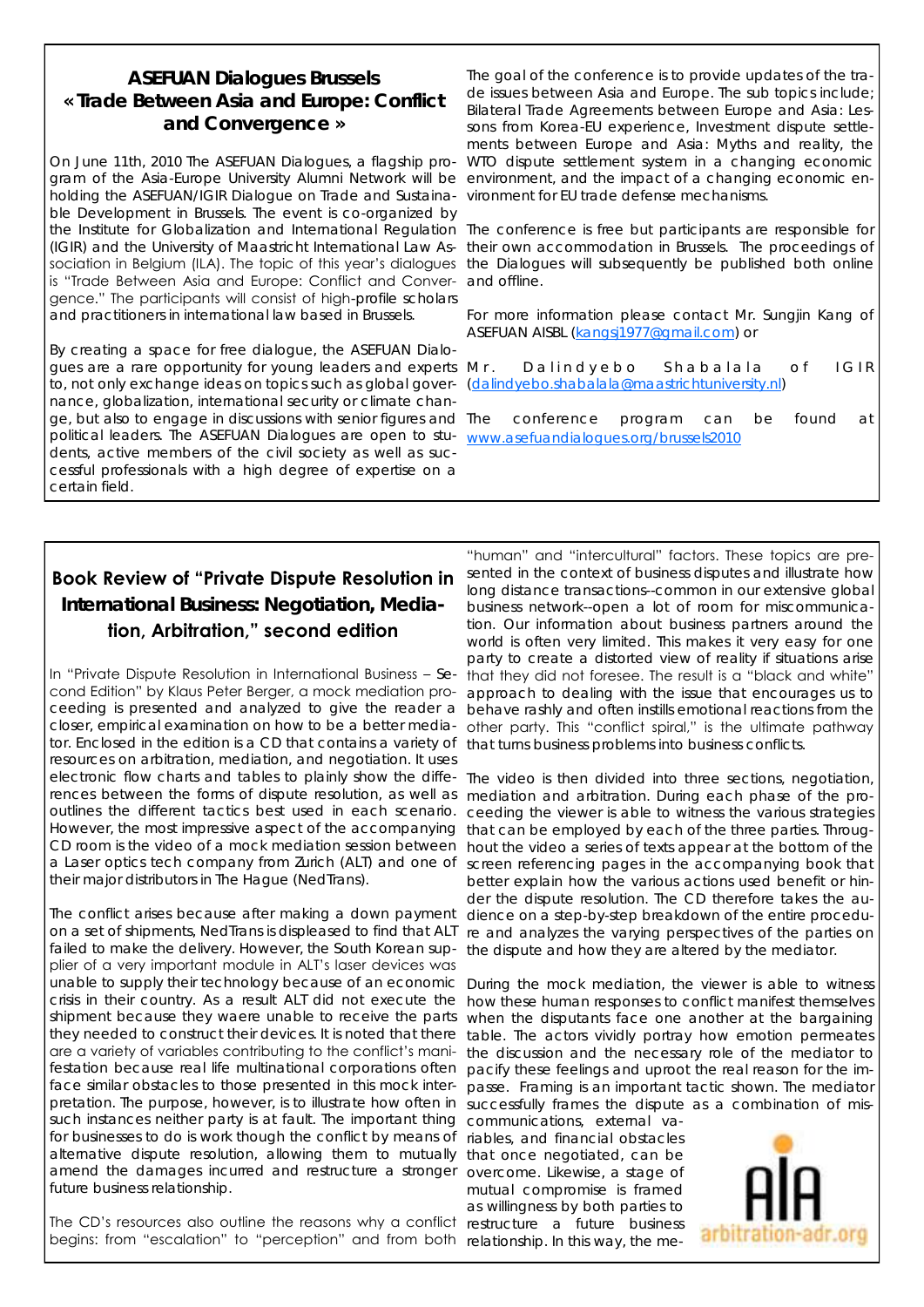## ASEFUAN Dialogues Brussels « Trade Between Asia and Europe: Conflict and Convergence »

On June 11th, 2010 The ASEFUAN Dialogues, a flagship program of the Asia-Europe University Alumni Network will be holding the ASEFUAN/IGIR Dialogue on Trade and Sustainable Development in Brussels. The event is co-organized by the Institute for Globalization and International Regulation (IGIR) and the University of Maastricht International Law Association in Belgium (ILA). The topic of this year's dialogues is "Trade Between Asia and Europe: Conflict and Convergence." The participants will consist of high-profile scholars and practitioners in international law based in Brussels.

By creating a space for free dialogue, the ASEFUAN Dialogues are a rare opportunity for young leaders and experts to, not only exchange ideas on topics such as global governance, globalization, international security or climate change, but also to engage in discussions with senior figures and political leaders. The ASEFUAN Dialogues are open to students, active members of the civil society as well as successful professionals with a high degree of expertise on a certain field.

The goal of the conference is to provide updates of the trade issues between Asia and Europe. The sub topics include; Bilateral Trade Agreements between Europe and Asia: Lessons from Korea-EU experience, Investment dispute settlements between Europe and Asia: Myths and reality, the WTO dispute settlement system in a changing economic environment, and the impact of a changing economic environment for EU trade defense mechanisms.

The conference is free but participants are responsible for their own accommodation in Brussels. The proceedings of the Dialogues will subsequently be published both online and offline.

For more information please contact Mr. Sungjin Kang of ASEFUAN AISBL (kangsj1977@gmail.com) or Mr. Dalindyebo Shabalala of IGIR (dalindyebo.shabalala@maastrichtuniversity.nl)

The conference program can be found at www.asefuandialogues.org/brussels2010

## Book Review of "Private Dispute Resolution in International Business: Negotiation, Mediation, Arbitration," second edition

In "Private Dispute Resolution in International Business – Second Edition" by Klaus Peter Berger, a mock mediation proceeding is presented and analyzed to give the reader a closer, empirical examination on how to be a better mediator. Enclosed in the edition is a CD that contains a variety of resources on arbitration, mediation, and negotiation. It uses electronic flow charts and tables to plainly show the differences between the forms of dispute resolution, as well as outlines the different tactics best used in each scenario. However, the most impressive aspect of the accompanying CD room is the video of a mock mediation session between a Laser optics tech company from Zurich (ALT) and one of their major distributors in The Hague (NedTrans).

The conflict arises because after making a down payment on a set of shipments, NedTrans is displeased to find that ALT failed to make the delivery. However, the South Korean supplier of a very important module in ALT's laser devices was unable to supply their technology because of an economic crisis in their country. As a result ALT did not execute the shipment because they waere unable to receive the parts they needed to construct their devices. It is noted that there are a variety of variables contributing to the conflict's manifestation because real life multinational corporations often face similar obstacles to those presented in this mock interpretation. The purpose, however, is to illustrate how often in such instances neither party is at fault. The important thing for businesses to do is work though the conflict by means of alternative dispute resolution, allowing them to mutually amend the damages incurred and restructure a stronger future business relationship.

The CD's resources also outline the reasons why a conflict begins: from "escalation" to "perception" and from both "human" and "intercultural" factors. These topics are presented in the context of business disputes and illustrate how long distance transactions--common in our extensive global business network--open a lot of room for miscommunication. Our information about business partners around the world is often very limited. This makes it very easy for one party to create a distorted view of reality if situations arise that they did not foresee. The result is a "black and white" approach to dealing with the issue that encourages us to behave rashly and often instills emotional reactions from the other party. This "conflict spiral," is the ultimate pathway that turns business problems into business conflicts.

The video is then divided into three sections, negotiation, mediation and arbitration. During each phase of the proceeding the viewer is able to witness the various strategies that can be employed by each of the three parties. Throughout the video a series of texts appear at the bottom of the screen referencing pages in the accompanying book that better explain how the various actions used benefit or hinder the dispute resolution. The CD therefore takes the audience on a step-by-step breakdown of the entire procedure and analyzes the varying perspectives of the parties on the dispute and how they are altered by the mediator.

During the mock mediation, the viewer is able to witness how these human responses to conflict manifest themselves when the disputants face one another at the bargaining table. The actors vividly portray how emotion permeates the discussion and the necessary role of the mediator to pacify these feelings and uproot the real reason for the impasse. Framing is an important tactic shown. The mediator successfully frames the dispute as a combination of miscommunications, external variables, and financial obstacles that once negotiated, can be overcome. Likewise, a stage of mutual compromise is framed as willingness by both parties to restructure a future business relationship. In this way, the me-

AIA arbitration-adr.org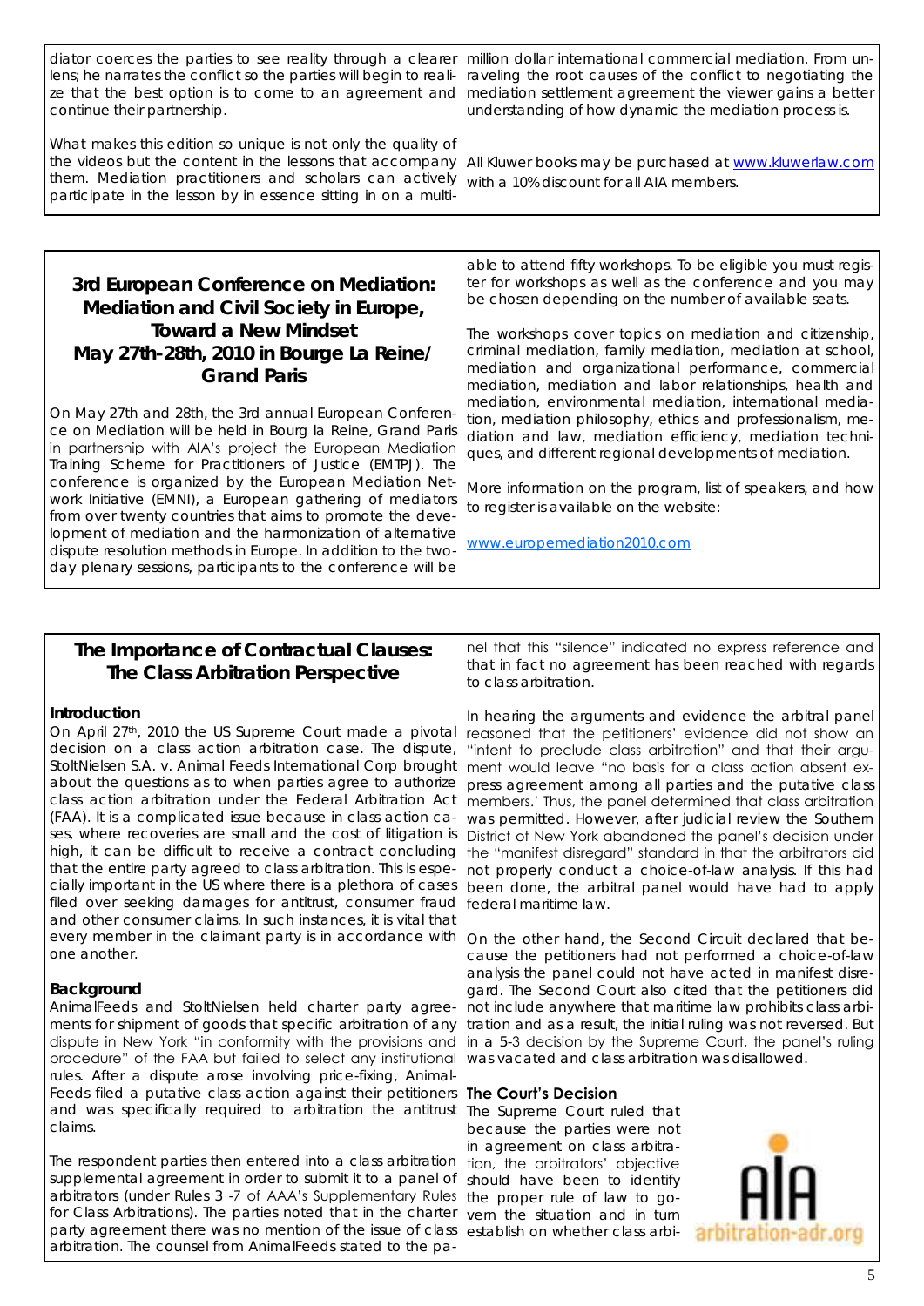diator coerces the parties to see reality through a clearer lens; he narrates the conflict so the parties will begin to realize that the best option is to come to an agreement and continue their partnership.

What makes this edition so unique is not only the quality of the videos but the content in the lessons that accompany them. Mediation practitioners and scholars can actively participate in the lesson by in essence sitting in on a multi-million dollar international commercial mediation. From unraveling the root causes of the conflict to negotiating the mediation settlement agreement the viewer gains a better understanding of how dynamic the mediation process is.

All Kluwer books may be purchased at www.kluwerlaw.com with a 10% discount for all AIA members.

## 3rd European Conference on Mediation: Mediation and Civil Society in Europe, Toward a New Mindset May 27th-28th, 2010 in Bourge La Reine/ Grand Paris

On May 27th and 28th, the 3rd annual European Conference on Mediation will be held in Bourg la Reine, Grand Paris in partnership with AIA's project the European Mediation Training Scheme for Practitioners of Justice (EMTPJ). The conference is organized by the European Mediation Network Initiative (EMNI), a European gathering of mediators from over twenty countries that aims to promote the development of mediation and the harmonization of alternative dispute resolution methods in Europe. In addition to the two-day plenary sessions, participants to the conference will be able to attend fifty workshops. To be eligible you must register for workshops as well as the conference and you may be chosen depending on the number of available seats.

The workshops cover topics on mediation and citizenship, criminal mediation, family mediation, mediation at school, mediation and organizational performance, commercial mediation, mediation and labor relationships, health and mediation, environmental mediation, international mediation, mediation philosophy, ethics and professionalism, mediation and law, mediation efficiency, mediation techniques, and different regional developments of mediation.

More information on the program, list of speakers, and how to register is available on the website:

www.europemediation2010.com

## The Importance of Contractual Clauses: The Class Arbitration Perspective

### Introduction

On April 27th, 2010 the US Supreme Court made a pivotal decision on a class action arbitration case. The dispute, StoltNielsen S.A. v. Animal Feeds International Corp brought about the questions as to when parties agree to authorize class action arbitration under the Federal Arbitration Act (FAA). It is a complicated issue because in class action cases, where recoveries are small and the cost of litigation is high, it can be difficult to receive a contract concluding that the entire party agreed to class arbitration. This is especially important in the US where there is a plethora of cases filed over seeking damages for antitrust, consumer fraud and other consumer claims. In such instances, it is vital that every member in the claimant party is in accordance with one another.

### Background

AnimalFeeds and StoltNielsen held charter party agreements for shipment of goods that specific arbitration of any dispute in New York "in conformity with the provisions and procedure" of the FAA but failed to select any institutional rules. After a dispute arose involving price-fixing, AnimalFeeds filed a putative class action against their petitioners and was specifically required to arbitration the antitrust claims.

The respondent parties then entered into a class arbitration supplemental agreement in order to submit it to a panel of arbitrators (under Rules 3 -7 of AAA's Supplementary Rules for Class Arbitrations). The parties noted that in the charter party agreement there was no mention of the issue of class arbitration. The counsel from AnimalFeeds stated to the panel that this "silence" indicated no express reference and that in fact no agreement has been reached with regards to class arbitration.

In hearing the arguments and evidence the arbitral panel reasoned that the petitioners' evidence did not show an "intent to preclude class arbitration" and that their argument would leave "no basis for a class action absent express agreement among all parties and the putative class members.' Thus, the panel determined that class arbitration was permitted. However, after judicial review the Southern District of New York abandoned the panel's decision under the "manifest disregard" standard in that the arbitrators did not properly conduct a choice-of-law analysis. If this had been done, the arbitral panel would have had to apply federal maritime law.

On the other hand, the Second Circuit declared that because the petitioners had not performed a choice-of-law analysis the panel could not have acted in manifest disregard. The Second Court also cited that the petitioners did not include anywhere that maritime law prohibits class arbitration and as a result, the initial ruling was not reversed. But in a 5-3 decision by the Supreme Court, the panel's ruling was vacated and class arbitration was disallowed.

### The Court's Decision

The Supreme Court ruled that because the parties were not in agreement on class arbitration, the arbitrators' objective should have been to identify the proper rule of law to govern the situation and in turn establish on whether class arbi-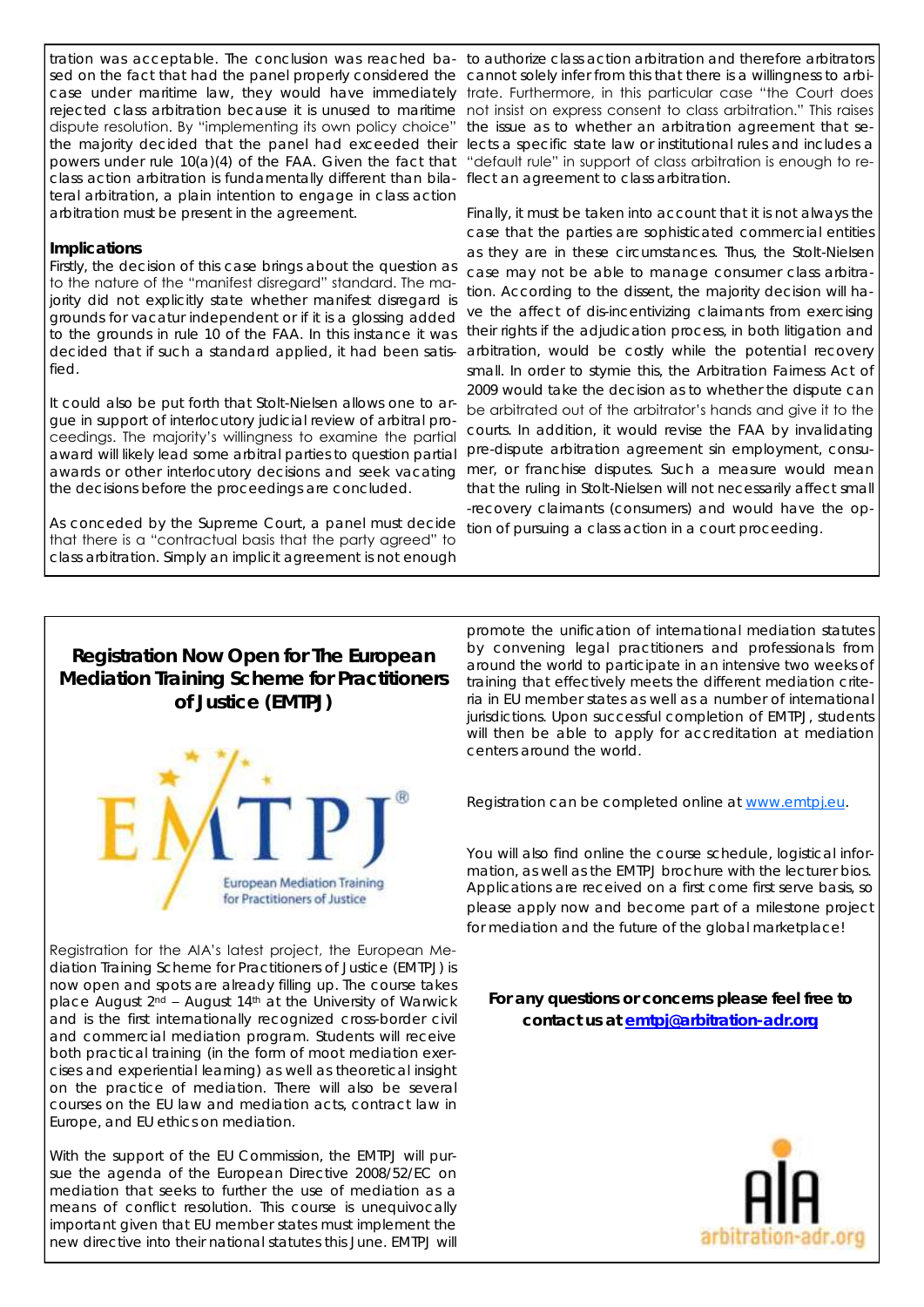tration was acceptable. The conclusion was reached based on the fact that had the panel properly considered the case under maritime law, they would have immediately rejected class arbitration because it is unused to maritime dispute resolution. By "implementing its own policy choice" the majority decided that the panel had exceeded their powers under rule 10(a)(4) of the FAA. Given the fact that class action arbitration is fundamentally different than bilateral arbitration, a plain intention to engage in class action arbitration must be present in the agreement.

### Implications

Firstly, the decision of this case brings about the question as to the nature of the "manifest disregard" standard. The majority did not explicitly state whether manifest disregard is grounds for vacatur independent or if it is a glossing added to the grounds in rule 10 of the FAA. In this instance it was decided that if such a standard applied, it had been satisfied.

It could also be put forth that Stolt-Nielsen allows one to argue in support of interlocutory judicial review of arbitral proceedings. The majority's willingness to examine the partial award will likely lead some arbitral parties to question partial awards or other interlocutory decisions and seek vacating the decisions before the proceedings are concluded.

As conceded by the Supreme Court, a panel must decide that there is a "contractual basis that the party agreed" to class arbitration. Simply an implicit agreement is not enough to authorize class action arbitration and therefore arbitrators cannot solely infer from this that there is a willingness to arbitrate. Furthermore, in this particular case "the Court does not insist on express consent to class arbitration." This raises the issue as to whether an arbitration agreement that selects a specific state law or institutional rules and includes a "default rule" in support of class arbitration is enough to reflect an agreement to class arbitration.

Finally, it must be taken into account that it is not always the case that the parties are sophisticated commercial entities as they are in these circumstances. Thus, the Stolt-Nielsen case may not be able to manage consumer class arbitration. According to the dissent, the majority decision will have the affect of dis-incentivizing claimants from exercising their rights if the adjudication process, in both litigation and arbitration, would be costly while the potential recovery small. In order to stymie this, the Arbitration Fairness Act of 2009 would take the decision as to whether the dispute can be arbitrated out of the arbitrator's hands and give it to the courts. In addition, it would revise the FAA by invalidating pre-dispute arbitration agreement sin employment, consumer, or franchise disputes. Such a measure would mean that the ruling in Stolt-Nielsen will not necessarily affect small-recovery claimants (consumers) and would have the option of pursuing a class action in a court proceeding.

## Registration Now Open for The European Mediation Training Scheme for Practitioners of Justice (EMTPJ)

EMTPJ®
European Mediation Training for Practitioners of Justice

Registration for the AIA's latest project, the European Mediation Training Scheme for Practitioners of Justice (EMTPJ) is now open and spots are already filling up. The course takes place August 2nd – August 14th at the University of Warwick and is the first internationally recognized cross-border civil and commercial mediation program. Students will receive both practical training (in the form of moot mediation exercises and experiential learning) as well as theoretical insight on the practice of mediation. There will also be several courses on the EU law and mediation acts, contract law in Europe, and EU ethics on mediation.

With the support of the EU Commission, the EMTPJ will pursue the agenda of the European Directive 2008/52/EC on mediation that seeks to further the use of mediation as a means of conflict resolution. This course is unequivocally important given that EU member states must implement the new directive into their national statutes this June. EMTPJ will promote the unification of international mediation statutes by convening legal practitioners and professionals from around the world to participate in an intensive two weeks of training that effectively meets the different mediation criteria in EU member states as well as a number of international jurisdictions. Upon successful completion of EMTPJ, students will then be able to apply for accreditation at mediation centers around the world.

Registration can be completed online at www.emtpj.eu.

You will also find online the course schedule, logistical information, as well as the EMTPJ brochure with the lecturer bios. Applications are received on a first come first serve basis, so please apply now and become part of a milestone project for mediation and the future of the global marketplace!

**For any questions or concerns please feel free to contact us at emtpj@arbitration-adr.org**

AIA
arbitration-adr.org